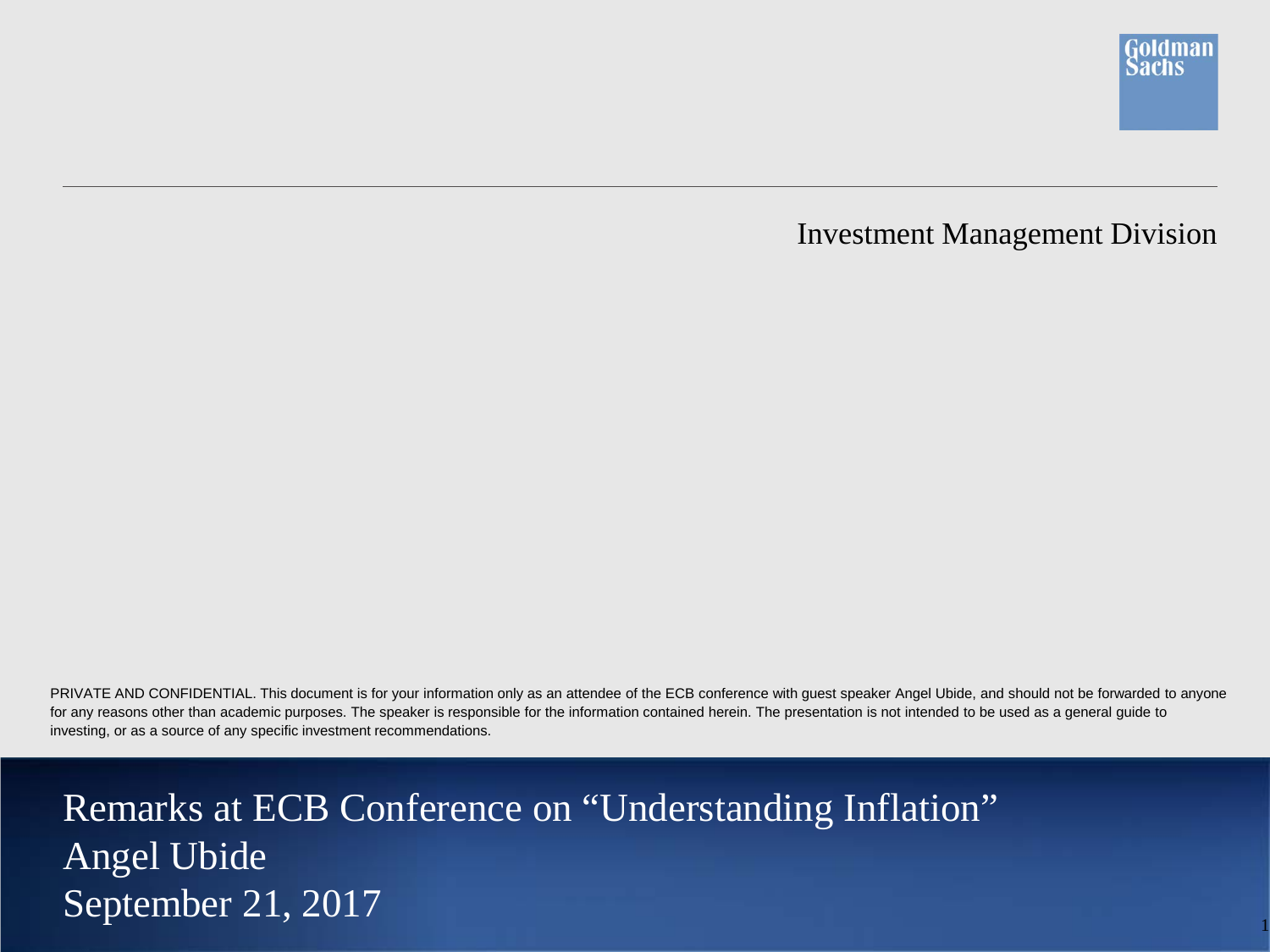Goldman Sachs

Investment Management Division

PRIVATE AND CONFIDENTIAL. This document is for your information only as an attendee of the ECB conference with guest speaker Angel Ubide, and should not be forwarded to anyone for any reasons other than academic purposes. The speaker is responsible for the information contained herein. The presentation is not intended to be used as a general guide to investing, or as a source of any specific investment recommendations.

# Remarks at ECB Conference on “Understanding Inflation”

Angel Ubide

September 21, 2017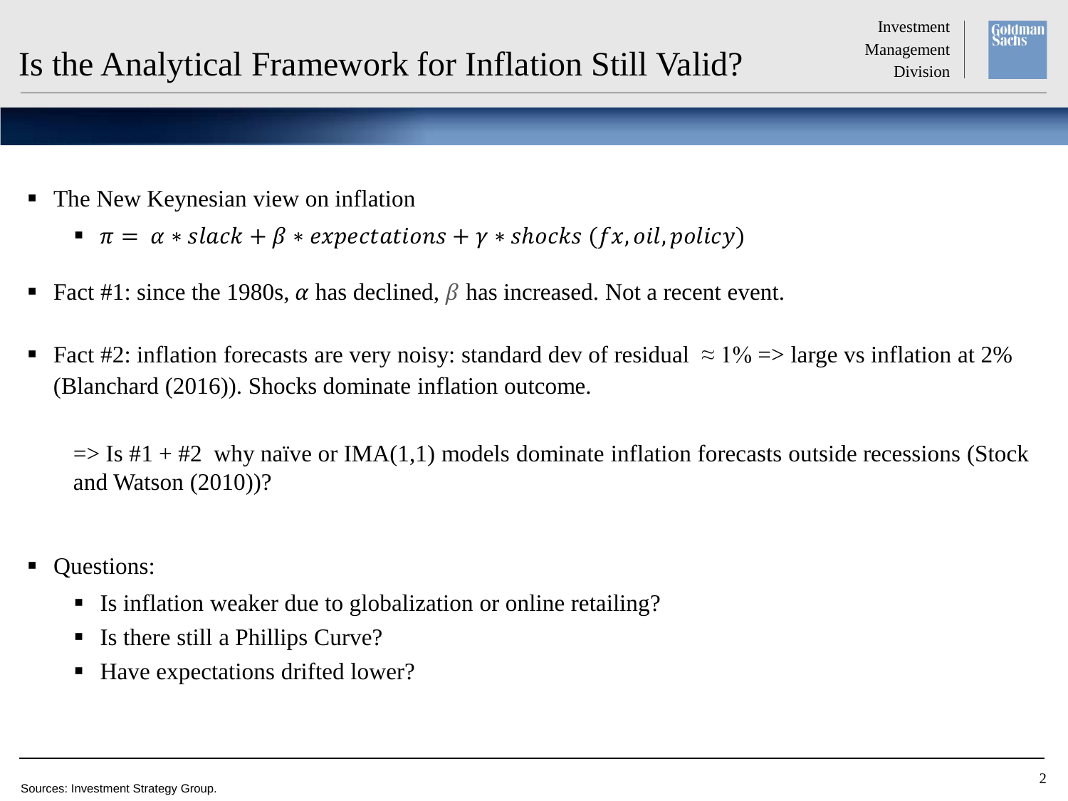# Is the Analytical Framework for Inflation Still Valid?

- The New Keynesian view on inflation
  - $\pi = \alpha * slack + \beta * expectations + \gamma * shocks\ (fx, oil, policy)$

- Fact #1: since the 1980s, $\alpha$ has declined, $\beta$ has increased. Not a recent event.

- Fact #2: inflation forecasts are very noisy: standard dev of residual $\approx 1\%$ => large vs inflation at 2% (Blanchard (2016)). Shocks dominate inflation outcome.

  => Is #1 + #2 why naïve or IMA(1,1) models dominate inflation forecasts outside recessions (Stock and Watson (2010))?

- Questions:
  - Is inflation weaker due to globalization or online retailing?
  - Is there still a Phillips Curve?
  - Have expectations drifted lower?

Sources: Investment Strategy Group.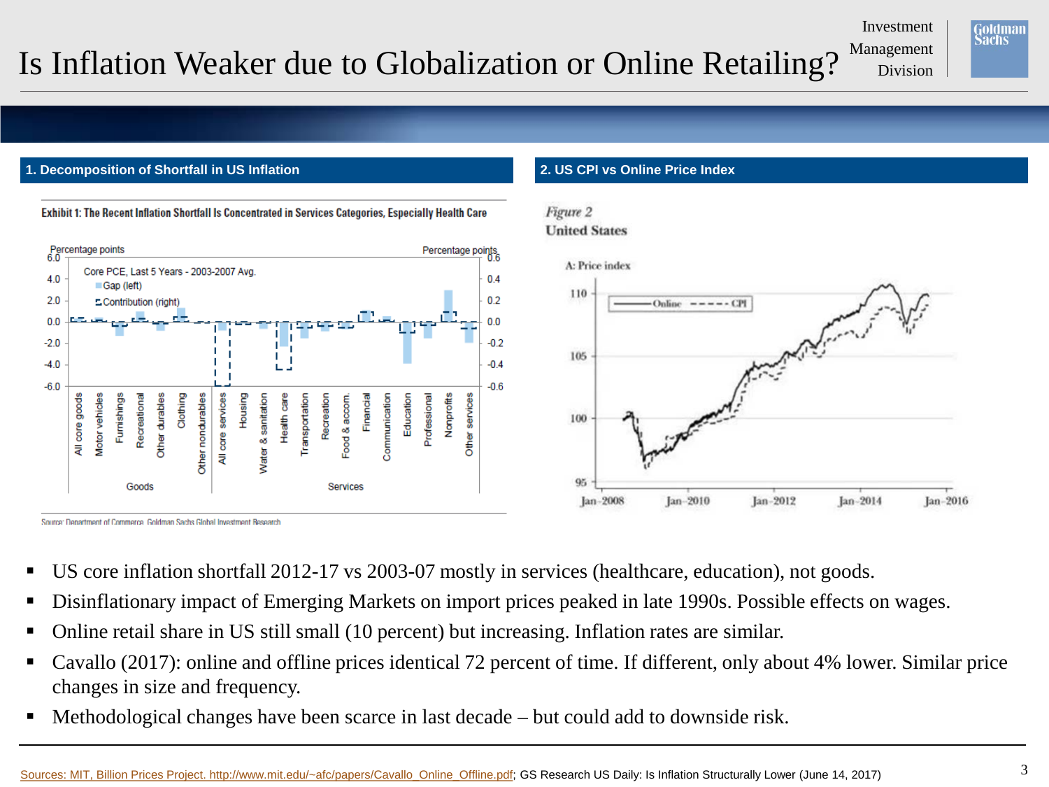# Is Inflation Weaker due to Globalization or Online Retailing?

## 1. Decomposition of Shortfall in US Inflation

**Exhibit 1: The Recent Inflation Shortfall Is Concentrated in Services Categories, Especially Health Care**

Source: Department of Commerce, Goldman Sachs Global Investment Research

## 2. US CPI vs Online Price Index

*Figure 2*
**United States**

- US core inflation shortfall 2012-17 vs 2003-07 mostly in services (healthcare, education), not goods.
- Disinflationary impact of Emerging Markets on import prices peaked in late 1990s. Possible effects on wages.
- Online retail share in US still small (10 percent) but increasing. Inflation rates are similar.
- Cavallo (2017): online and offline prices identical 72 percent of time. If different, only about 4% lower. Similar price changes in size and frequency.
- Methodological changes have been scarce in last decade – but could add to downside risk.

Sources: MIT, Billion Prices Project. http://www.mit.edu/~afc/papers/Cavallo_Online_Offline.pdf; GS Research US Daily: Is Inflation Structurally Lower (June 14, 2017)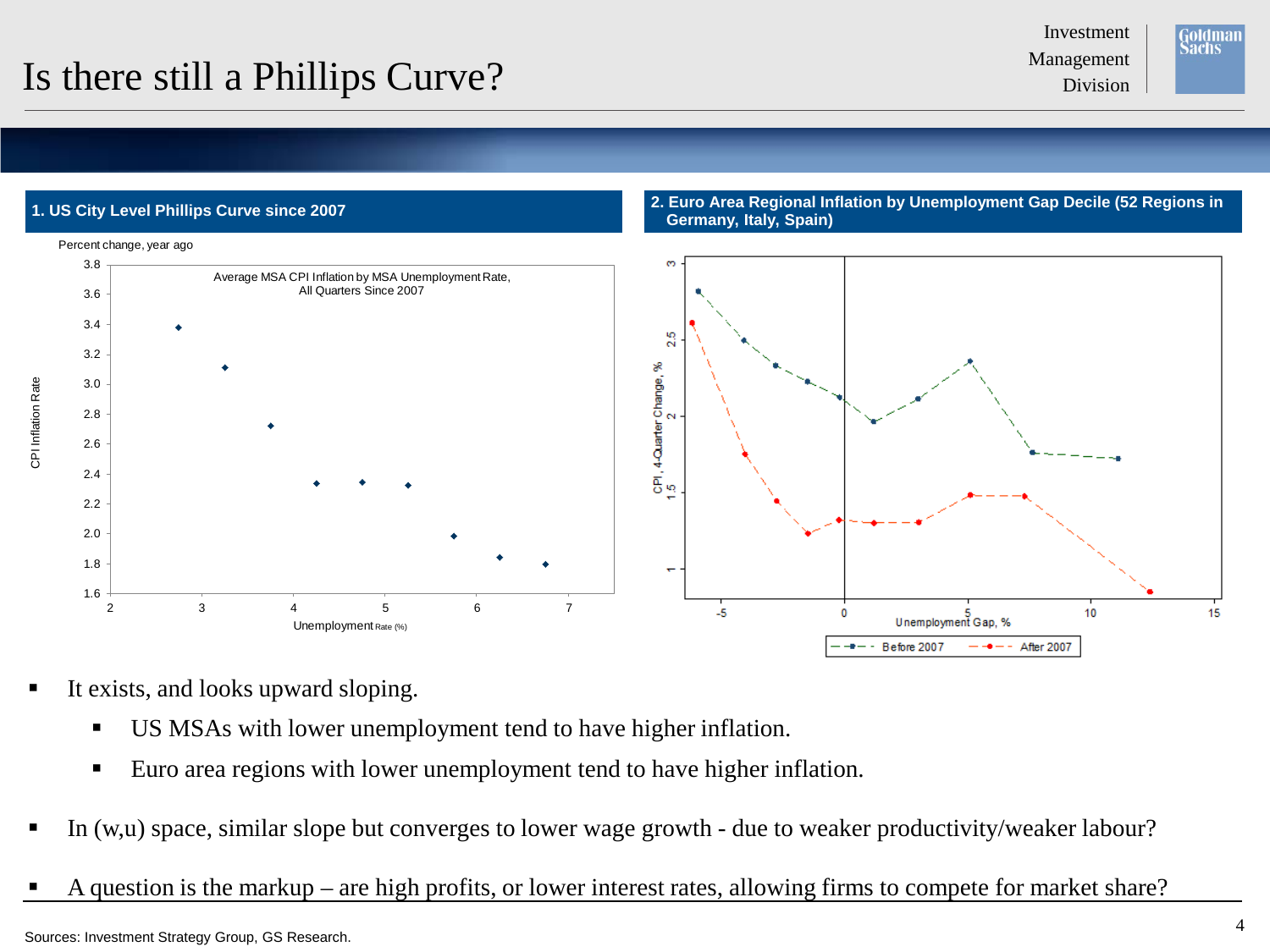# Is there still a Phillips Curve?

**1. US City Level Phillips Curve since 2007**

Percent change, year ago

Average MSA CPI Inflation by MSA Unemployment Rate, All Quarters Since 2007

CPI Inflation Rate

Unemployment Rate (%)

**2. Euro Area Regional Inflation by Unemployment Gap Decile (52 Regions in Germany, Italy, Spain)**

CPI, 4-Quarter Change, %

Unemployment Gap, %

Before 2007 — After 2007

- It exists, and looks upward sloping.
  - US MSAs with lower unemployment tend to have higher inflation.
  - Euro area regions with lower unemployment tend to have higher inflation.
- In (w,u) space, similar slope but converges to lower wage growth - due to weaker productivity/weaker labour?
- A question is the markup – are high profits, or lower interest rates, allowing firms to compete for market share?

Sources: Investment Strategy Group, GS Research.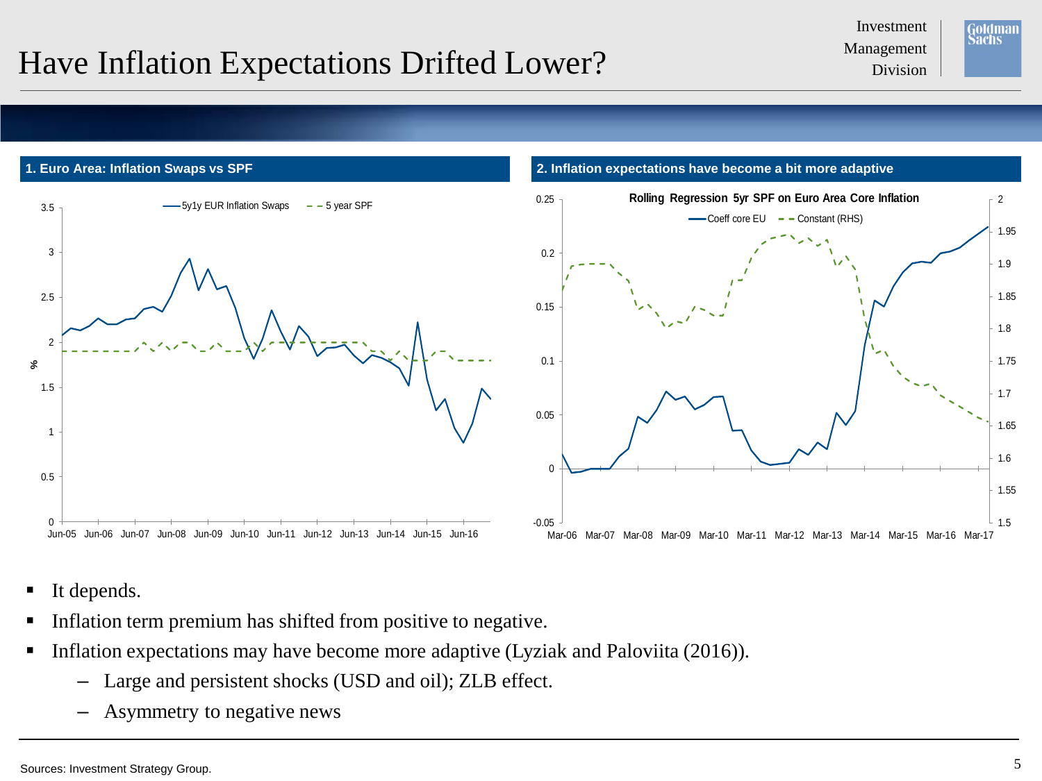# Have Inflation Expectations Drifted Lower?

**1. Euro Area: Inflation Swaps vs SPF**

**2. Inflation expectations have become a bit more adaptive**

- It depends.
- Inflation term premium has shifted from positive to negative.
- Inflation expectations may have become more adaptive (Lyziak and Paloviita (2016)).
  - Large and persistent shocks (USD and oil); ZLB effect.
  - Asymmetry to negative news

Sources: Investment Strategy Group.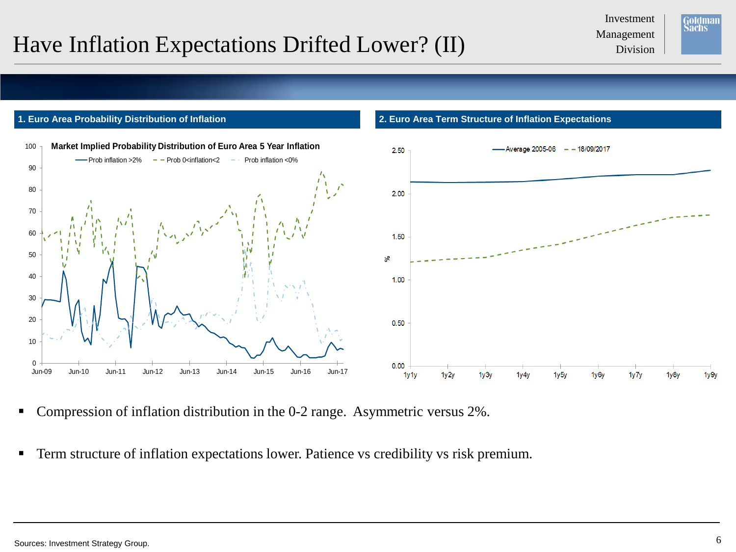# Have Inflation Expectations Drifted Lower? (II)

## 1. Euro Area Probability Distribution of Inflation

**Market Implied Probability Distribution of Euro Area 5 Year Inflation**

Prob inflation >2% — Prob 0<inflation<2 — Prob inflation <0%

## 2. Euro Area Term Structure of Inflation Expectations

Average 2005-06 — 18/09/2017

- Compression of inflation distribution in the 0-2 range. Asymmetric versus 2%.
- Term structure of inflation expectations lower. Patience vs credibility vs risk premium.

Sources: Investment Strategy Group.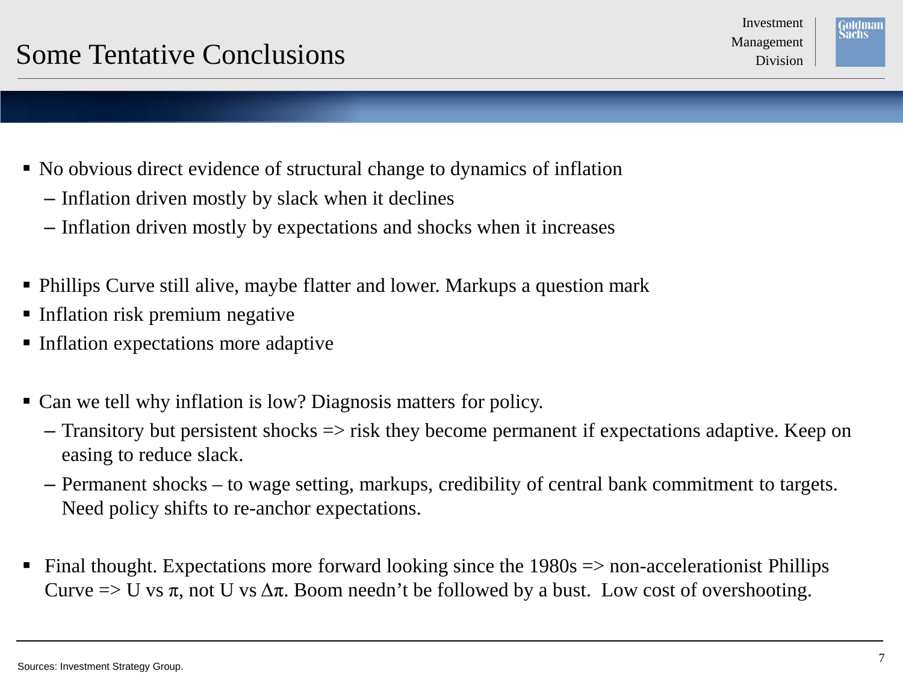# Some Tentative Conclusions

- No obvious direct evidence of structural change to dynamics of inflation
  - Inflation driven mostly by slack when it declines
  - Inflation driven mostly by expectations and shocks when it increases

- Phillips Curve still alive, maybe flatter and lower. Markups a question mark
- Inflation risk premium negative
- Inflation expectations more adaptive

- Can we tell why inflation is low? Diagnosis matters for policy.
  - Transitory but persistent shocks => risk they become permanent if expectations adaptive. Keep on easing to reduce slack.
  - Permanent shocks – to wage setting, markups, credibility of central bank commitment to targets. Need policy shifts to re-anchor expectations.

- Final thought. Expectations more forward looking since the 1980s => non-accelerationist Phillips Curve => U vs $\pi$, not U vs $\Delta\pi$. Boom needn't be followed by a bust. Low cost of overshooting.

Sources: Investment Strategy Group.